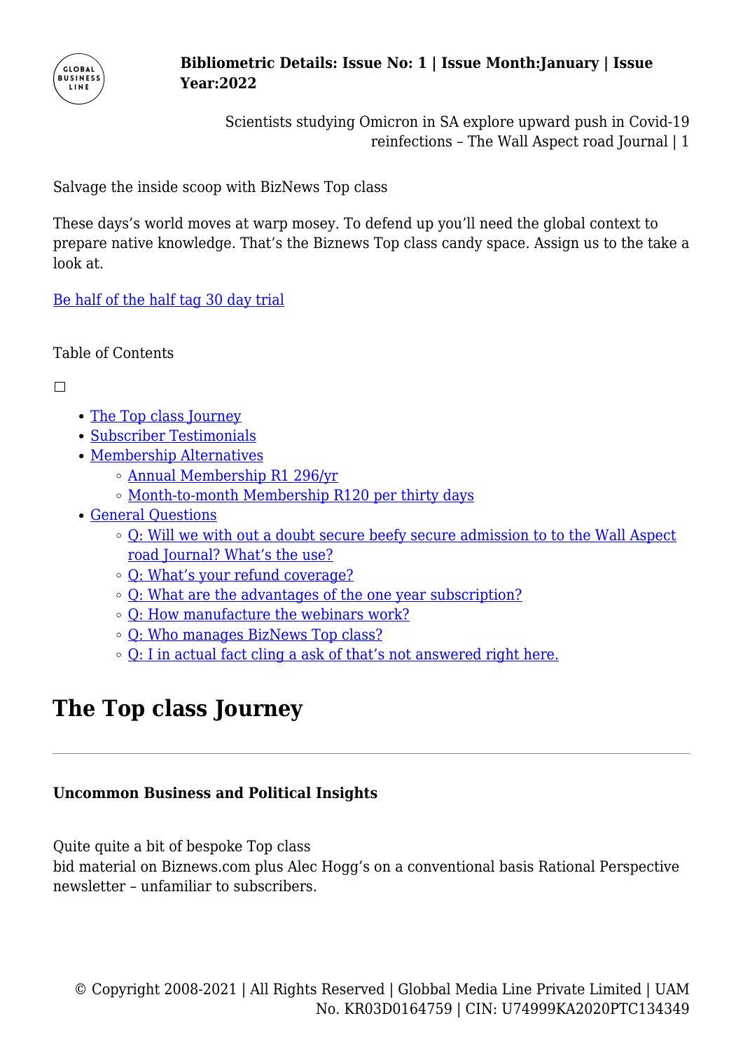Salvage the inside scoop with BizNews Top class

These days's world moves at warp mosey. To defend up you'll need the global context to prepare native knowledge. That's the Biznews Top class candy space. Assign us to the take a look at.

[Be half of the half tag 30 day trial]

Table of Contents

- The Top class Journey
- Subscriber Testimonials
- Membership Alternatives
  - Annual Membership R1 296/yr
  - Month-to-month Membership R120 per thirty days
- General Questions
  - Q: Will we with out a doubt secure beefy secure admission to to the Wall Aspect road Journal? What's the use?
  - Q: What's your refund coverage?
  - Q: What are the advantages of the one year subscription?
  - Q: How manufacture the webinars work?
  - Q: Who manages BizNews Top class?
  - Q: I in actual fact cling a ask of that's not answered right here.

# The Top class Journey

---

**Uncommon Business and Political Insights**

Quite quite a bit of bespoke Top class bid material on Biznews.com plus Alec Hogg's on a conventional basis Rational Perspective newsletter – unfamiliar to subscribers.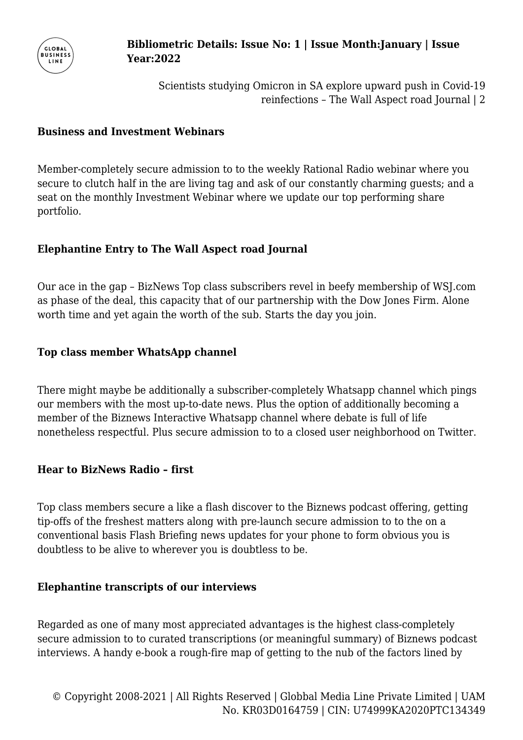### Business and Investment Webinars

Member-completely secure admission to to the weekly Rational Radio webinar where you secure to clutch half in the are living tag and ask of our constantly charming guests; and a seat on the monthly Investment Webinar where we update our top performing share portfolio.

### Elephantine Entry to The Wall Aspect road Journal

Our ace in the gap – BizNews Top class subscribers revel in beefy membership of WSJ.com as phase of the deal, this capacity that of our partnership with the Dow Jones Firm. Alone worth time and yet again the worth of the sub. Starts the day you join.

### Top class member WhatsApp channel

There might maybe be additionally a subscriber-completely Whatsapp channel which pings our members with the most up-to-date news. Plus the option of additionally becoming a member of the Biznews Interactive Whatsapp channel where debate is full of life nonetheless respectful. Plus secure admission to to a closed user neighborhood on Twitter.

### Hear to BizNews Radio – first

Top class members secure a like a flash discover to the Biznews podcast offering, getting tip-offs of the freshest matters along with pre-launch secure admission to to the on a conventional basis Flash Briefing news updates for your phone to form obvious you is doubtless to be alive to wherever you is doubtless to be.

### Elephantine transcripts of our interviews

Regarded as one of many most appreciated advantages is the highest class-completely secure admission to to curated transcriptions (or meaningful summary) of Biznews podcast interviews. A handy e-book a rough-fire map of getting to the nub of the factors lined by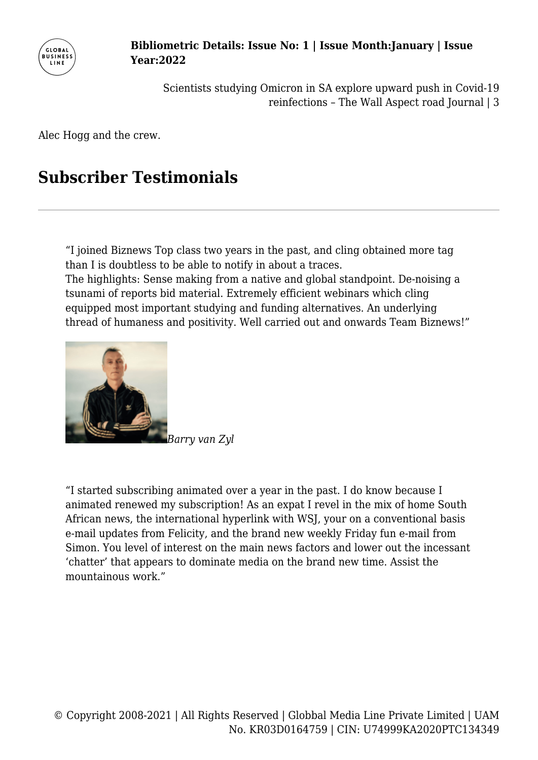Alec Hogg and the crew.

## Subscriber Testimonials

---

"I joined Biznews Top class two years in the past, and cling obtained more tag than I is doubtless to be able to notify in about a traces.
The highlights: Sense making from a native and global standpoint. De-noising a tsunami of reports bid material. Extremely efficient webinars which cling equipped most important studying and funding alternatives. An underlying thread of humaness and positivity. Well carried out and onwards Team Biznews!"

*Barry van Zyl*

"I started subscribing animated over a year in the past. I do know because I animated renewed my subscription! As an expat I revel in the mix of home South African news, the international hyperlink with WSJ, your on a conventional basis e-mail updates from Felicity, and the brand new weekly Friday fun e-mail from Simon. You level of interest on the main news factors and lower out the incessant 'chatter' that appears to dominate media on the brand new time. Assist the mountainous work."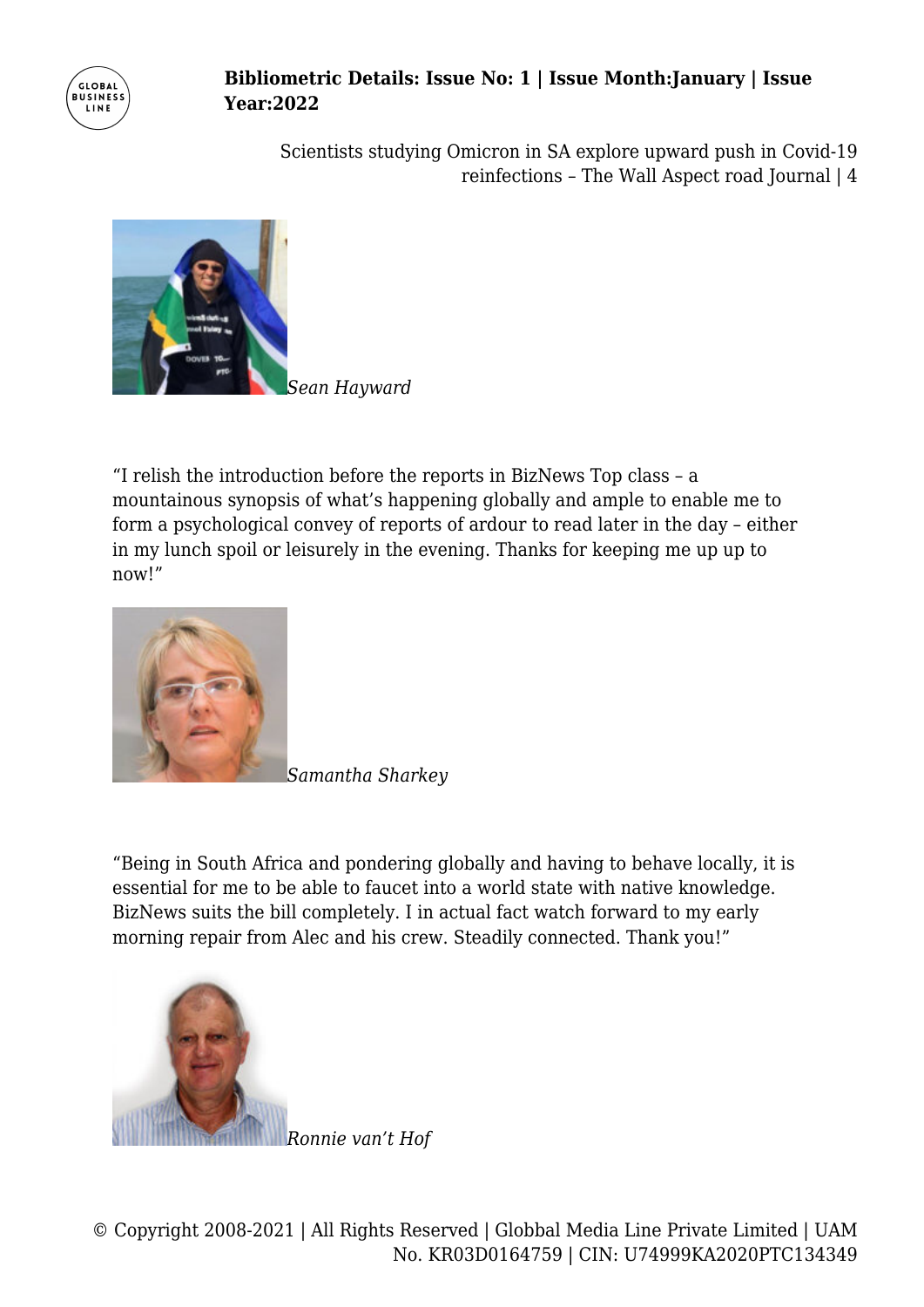*Sean Hayward*

"I relish the introduction before the reports in BizNews Top class – a mountainous synopsis of what's happening globally and ample to enable me to form a psychological convey of reports of ardour to read later in the day – either in my lunch spoil or leisurely in the evening. Thanks for keeping me up up to now!"

*Samantha Sharkey*

"Being in South Africa and pondering globally and having to behave locally, it is essential for me to be able to faucet into a world state with native knowledge. BizNews suits the bill completely. I in actual fact watch forward to my early morning repair from Alec and his crew. Steadily connected. Thank you!"

*Ronnie van't Hof*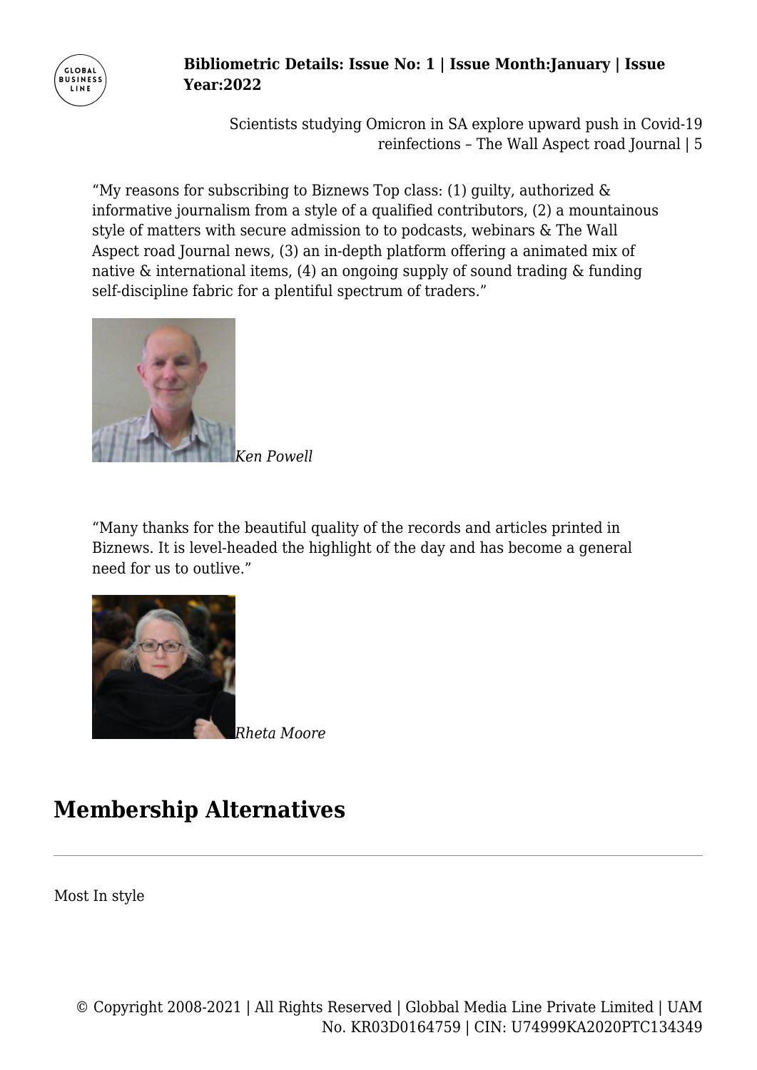"My reasons for subscribing to Biznews Top class: (1) guilty, authorized & informative journalism from a style of a qualified contributors, (2) a mountainous style of matters with secure admission to to podcasts, webinars & The Wall Aspect road Journal news, (3) an in-depth platform offering a animated mix of native & international items, (4) an ongoing supply of sound trading & funding self-discipline fabric for a plentiful spectrum of traders."

*Ken Powell*

"Many thanks for the beautiful quality of the records and articles printed in Biznews. It is level-headed the highlight of the day and has become a general need for us to outlive."

*Rheta Moore*

## Membership Alternatives

---

Most In style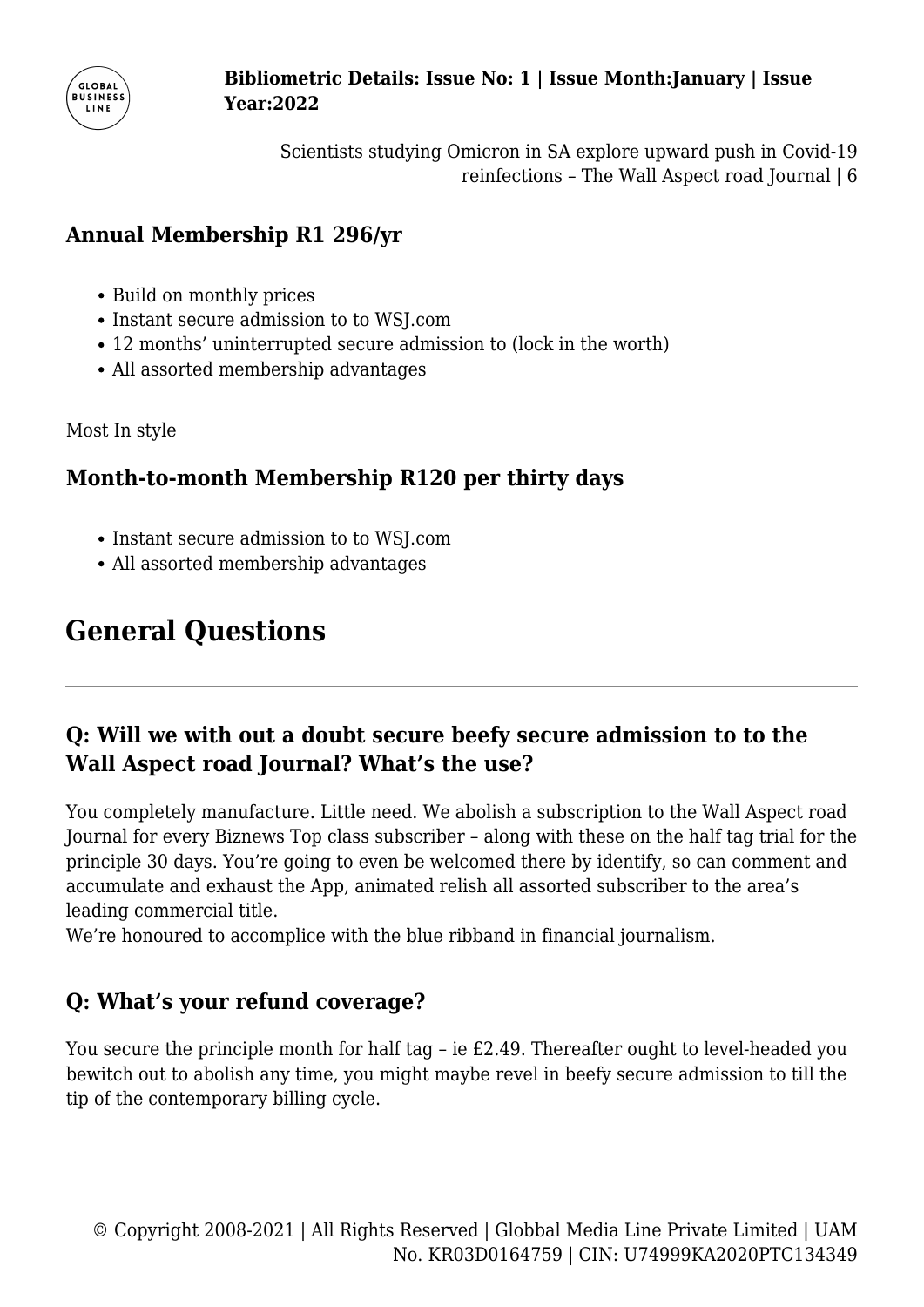### Annual Membership R1 296/yr

- Build on monthly prices
- Instant secure admission to to WSJ.com
- 12 months' uninterrupted secure admission to (lock in the worth)
- All assorted membership advantages

Most In style

### Month-to-month Membership R120 per thirty days

- Instant secure admission to to WSJ.com
- All assorted membership advantages

## General Questions

---

### Q: Will we with out a doubt secure beefy secure admission to to the Wall Aspect road Journal? What's the use?

You completely manufacture. Little need. We abolish a subscription to the Wall Aspect road Journal for every Biznews Top class subscriber – along with these on the half tag trial for the principle 30 days. You're going to even be welcomed there by identify, so can comment and accumulate and exhaust the App, animated relish all assorted subscriber to the area's leading commercial title.
We're honoured to accomplice with the blue ribband in financial journalism.

### Q: What's your refund coverage?

You secure the principle month for half tag – ie £2.49. Thereafter ought to level-headed you bewitch out to abolish any time, you might maybe revel in beefy secure admission to till the tip of the contemporary billing cycle.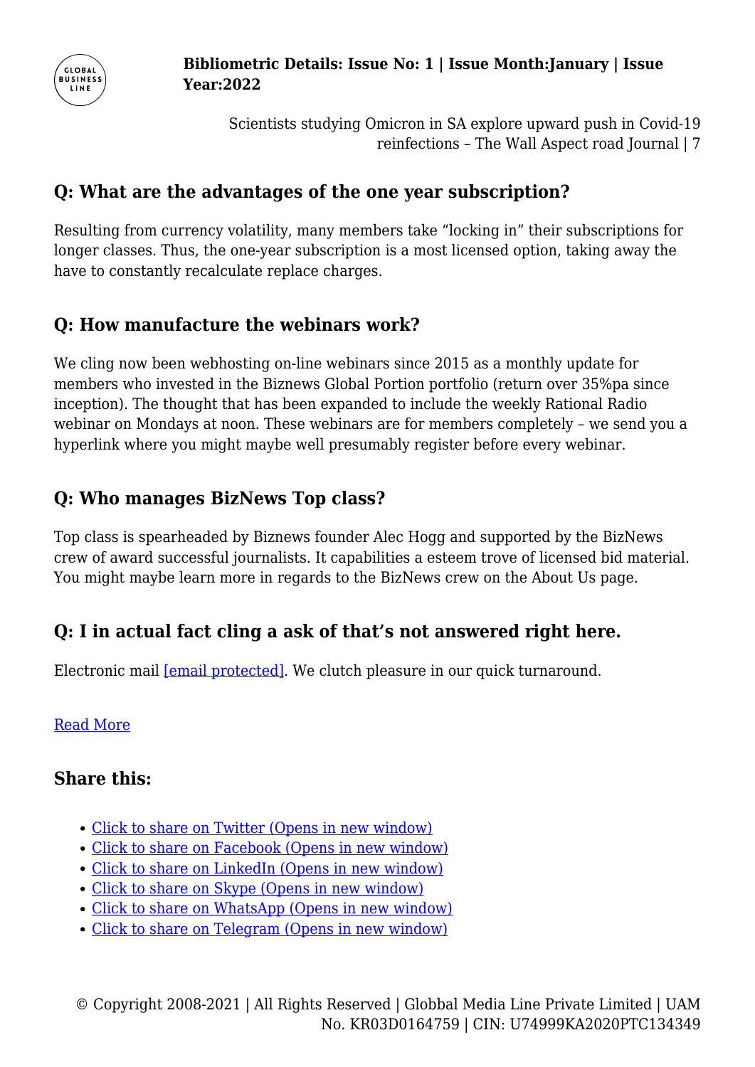## Q: What are the advantages of the one year subscription?

Resulting from currency volatility, many members take "locking in" their subscriptions for longer classes. Thus, the one-year subscription is a most licensed option, taking away the have to constantly recalculate replace charges.

## Q: How manufacture the webinars work?

We cling now been webhosting on-line webinars since 2015 as a monthly update for members who invested in the Biznews Global Portion portfolio (return over 35%pa since inception). The thought that has been expanded to include the weekly Rational Radio webinar on Mondays at noon. These webinars are for members completely – we send you a hyperlink where you might maybe well presumably register before every webinar.

## Q: Who manages BizNews Top class?

Top class is spearheaded by Biznews founder Alec Hogg and supported by the BizNews crew of award successful journalists. It capabilities a esteem trove of licensed bid material. You might maybe learn more in regards to the BizNews crew on the About Us page.

## Q: I in actual fact cling a ask of that's not answered right here.

Electronic mail [email protected]. We clutch pleasure in our quick turnaround.

Read More

## Share this:

- Click to share on Twitter (Opens in new window)
- Click to share on Facebook (Opens in new window)
- Click to share on LinkedIn (Opens in new window)
- Click to share on Skype (Opens in new window)
- Click to share on WhatsApp (Opens in new window)
- Click to share on Telegram (Opens in new window)